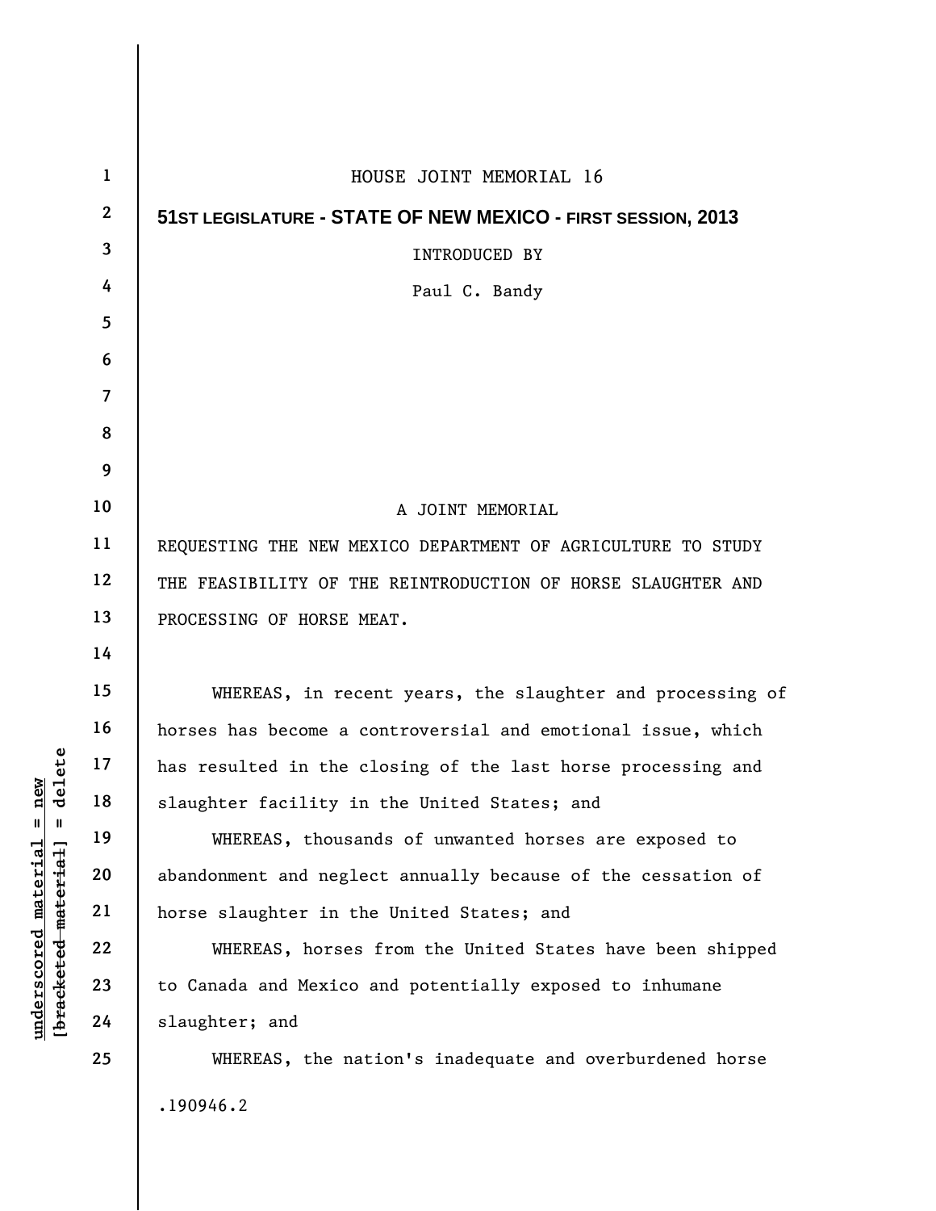HOUSE JOINT MEMORIAL 16

**51ST LEGISLATURE - STATE OF NEW MEXICO - FIRST SESSION, 2013**

INTRODUCED BY

Paul C. Bandy

A JOINT MEMORIAL

REQUESTING THE NEW MEXICO DEPARTMENT OF AGRICULTURE TO STUDY THE FEASIBILITY OF THE REINTRODUCTION OF HORSE SLAUGHTER AND PROCESSING OF HORSE MEAT.

WHEREAS, in recent years, the slaughter and processing of horses has become a controversial and emotional issue, which has resulted in the closing of the last horse processing and slaughter facility in the United States; and

WHEREAS, thousands of unwanted horses are exposed to abandonment and neglect annually because of the cessation of horse slaughter in the United States; and

WHEREAS, horses from the United States have been shipped to Canada and Mexico and potentially exposed to inhumane slaughter; and

WHEREAS, the nation's inadequate and overburdened horse

.190946.2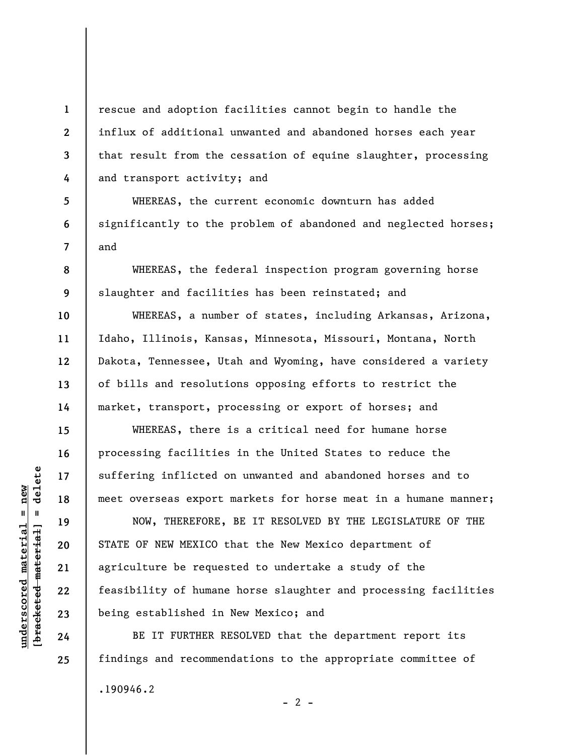rescue and adoption facilities cannot begin to handle the influx of additional unwanted and abandoned horses each year that result from the cessation of equine slaughter, processing and transport activity; and

WHEREAS, the current economic downturn has added significantly to the problem of abandoned and neglected horses; and

WHEREAS, the federal inspection program governing horse slaughter and facilities has been reinstated; and

WHEREAS, a number of states, including Arkansas, Arizona, Idaho, Illinois, Kansas, Minnesota, Missouri, Montana, North Dakota, Tennessee, Utah and Wyoming, have considered a variety of bills and resolutions opposing efforts to restrict the market, transport, processing or export of horses; and

WHEREAS, there is a critical need for humane horse processing facilities in the United States to reduce the suffering inflicted on unwanted and abandoned horses and to meet overseas export markets for horse meat in a humane manner;

NOW, THEREFORE, BE IT RESOLVED BY THE LEGISLATURE OF THE STATE OF NEW MEXICO that the New Mexico department of agriculture be requested to undertake a study of the feasibility of humane horse slaughter and processing facilities being established in New Mexico; and

BE IT FURTHER RESOLVED that the department report its findings and recommendations to the appropriate committee of

.190946.2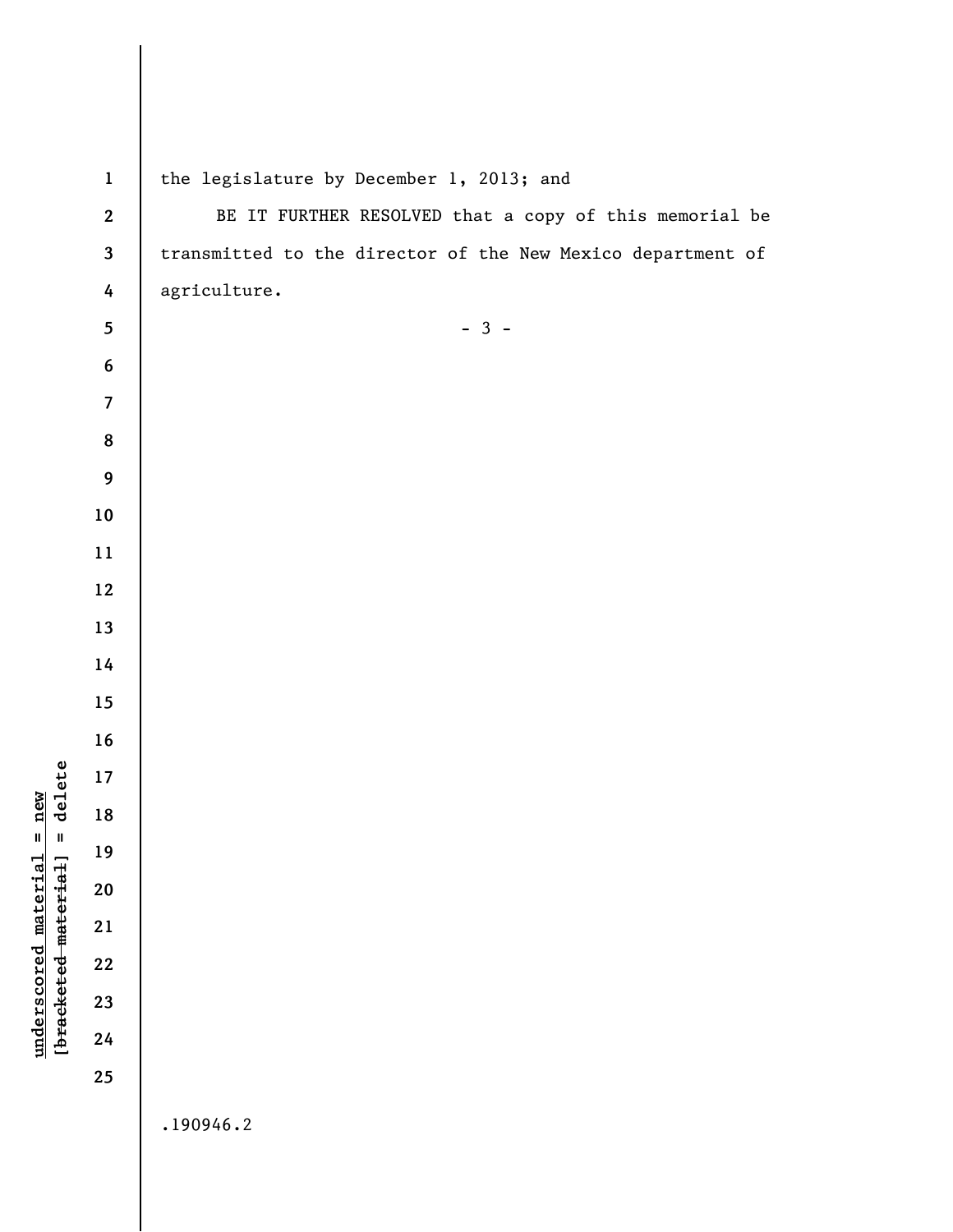the legislature by December 1, 2013; and

BE IT FURTHER RESOLVED that a copy of this memorial be transmitted to the director of the New Mexico department of agriculture.

.190946.2